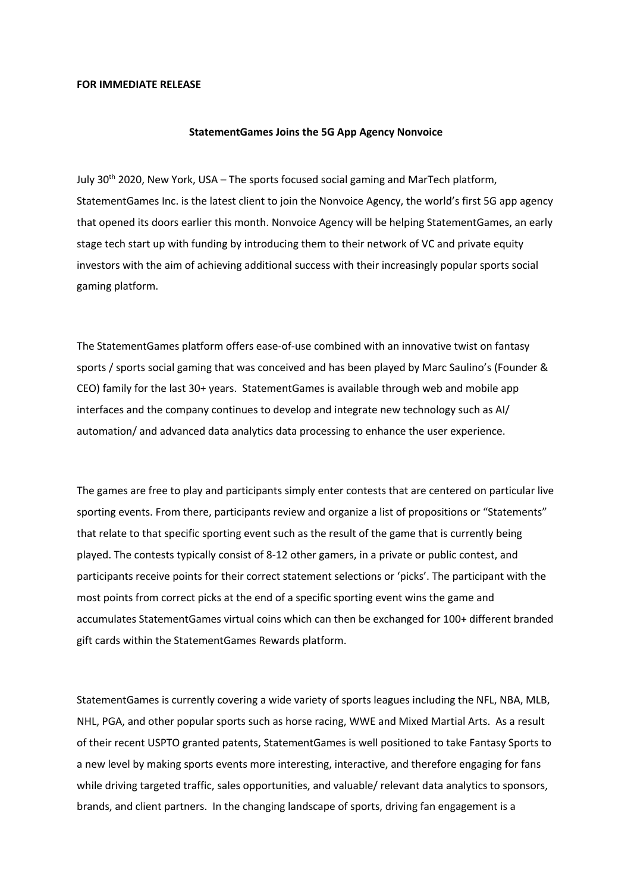**FOR IMMEDIATE RELEASE**

**StatementGames Joins the 5G App Agency Nonvoice**

July 30th 2020, New York, USA – The sports focused social gaming and MarTech platform, StatementGames Inc. is the latest client to join the Nonvoice Agency, the world's first 5G app agency that opened its doors earlier this month. Nonvoice Agency will be helping StatementGames, an early stage tech start up with funding by introducing them to their network of VC and private equity investors with the aim of achieving additional success with their increasingly popular sports social gaming platform.

The StatementGames platform offers ease-of-use combined with an innovative twist on fantasy sports / sports social gaming that was conceived and has been played by Marc Saulino's (Founder & CEO) family for the last 30+ years. StatementGames is available through web and mobile app interfaces and the company continues to develop and integrate new technology such as AI/ automation/ and advanced data analytics data processing to enhance the user experience.

The games are free to play and participants simply enter contests that are centered on particular live sporting events. From there, participants review and organize a list of propositions or "Statements" that relate to that specific sporting event such as the result of the game that is currently being played. The contests typically consist of 8-12 other gamers, in a private or public contest, and participants receive points for their correct statement selections or 'picks'. The participant with the most points from correct picks at the end of a specific sporting event wins the game and accumulates StatementGames virtual coins which can then be exchanged for 100+ different branded gift cards within the StatementGames Rewards platform.

StatementGames is currently covering a wide variety of sports leagues including the NFL, NBA, MLB, NHL, PGA, and other popular sports such as horse racing, WWE and Mixed Martial Arts. As a result of their recent USPTO granted patents, StatementGames is well positioned to take Fantasy Sports to a new level by making sports events more interesting, interactive, and therefore engaging for fans while driving targeted traffic, sales opportunities, and valuable/ relevant data analytics to sponsors, brands, and client partners. In the changing landscape of sports, driving fan engagement is a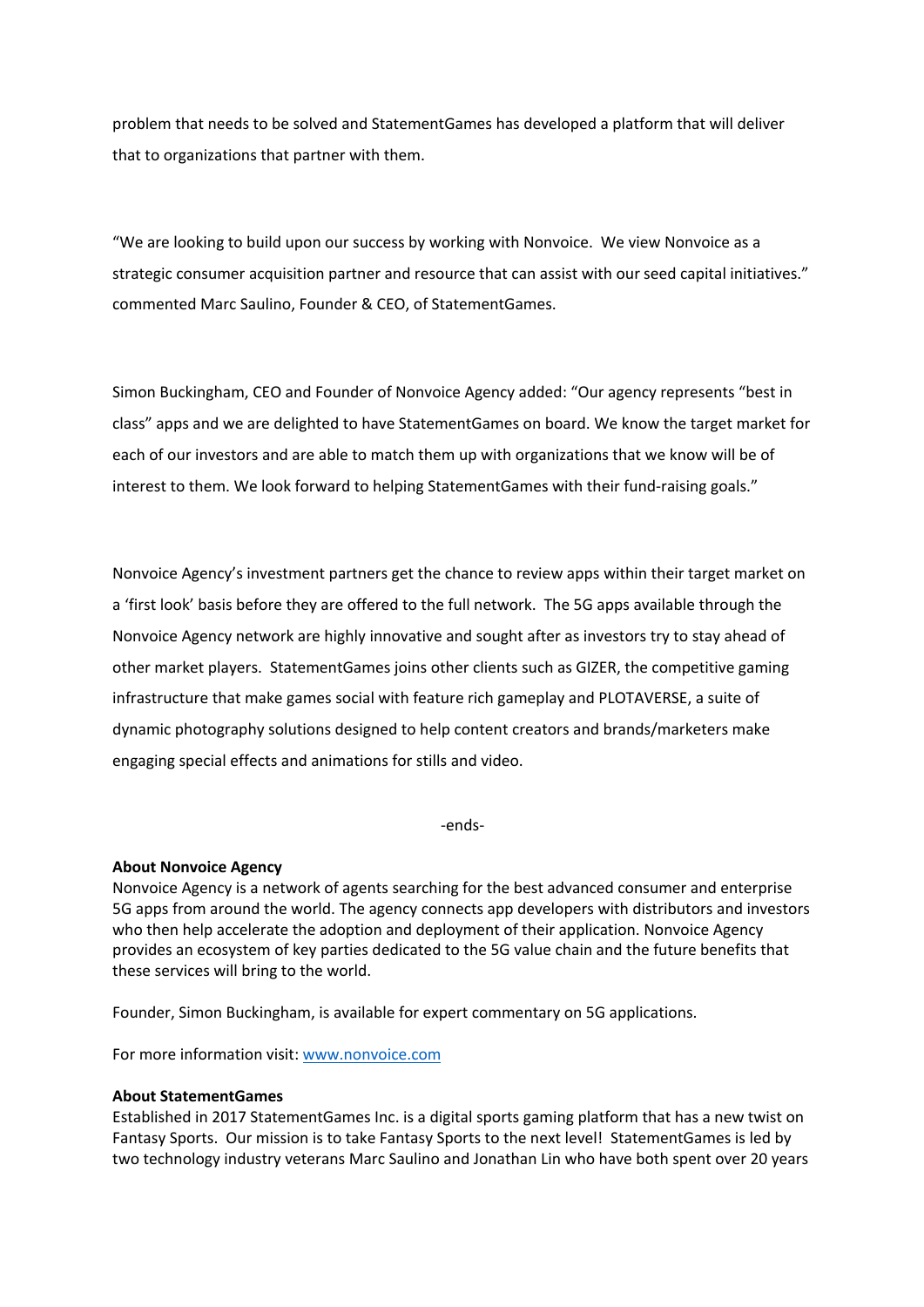problem that needs to be solved and StatementGames has developed a platform that will deliver that to organizations that partner with them.

"We are looking to build upon our success by working with Nonvoice. We view Nonvoice as a strategic consumer acquisition partner and resource that can assist with our seed capital initiatives." commented Marc Saulino, Founder & CEO, of StatementGames.

Simon Buckingham, CEO and Founder of Nonvoice Agency added: "Our agency represents "best in class" apps and we are delighted to have StatementGames on board. We know the target market for each of our investors and are able to match them up with organizations that we know will be of interest to them. We look forward to helping StatementGames with their fund-raising goals."

Nonvoice Agency's investment partners get the chance to review apps within their target market on a 'first look' basis before they are offered to the full network. The 5G apps available through the Nonvoice Agency network are highly innovative and sought after as investors try to stay ahead of other market players. StatementGames joins other clients such as GIZER, the competitive gaming infrastructure that make games social with feature rich gameplay and PLOTAVERSE, a suite of dynamic photography solutions designed to help content creators and brands/marketers make engaging special effects and animations for stills and video.

-ends-

**About Nonvoice Agency**

Nonvoice Agency is a network of agents searching for the best advanced consumer and enterprise 5G apps from around the world. The agency connects app developers with distributors and investors who then help accelerate the adoption and deployment of their application. Nonvoice Agency provides an ecosystem of key parties dedicated to the 5G value chain and the future benefits that these services will bring to the world.

Founder, Simon Buckingham, is available for expert commentary on 5G applications.

For more information visit: [www.nonvoice.com](www.nonvoice.com)

**About StatementGames**

Established in 2017 StatementGames Inc. is a digital sports gaming platform that has a new twist on Fantasy Sports. Our mission is to take Fantasy Sports to the next level! StatementGames is led by two technology industry veterans Marc Saulino and Jonathan Lin who have both spent over 20 years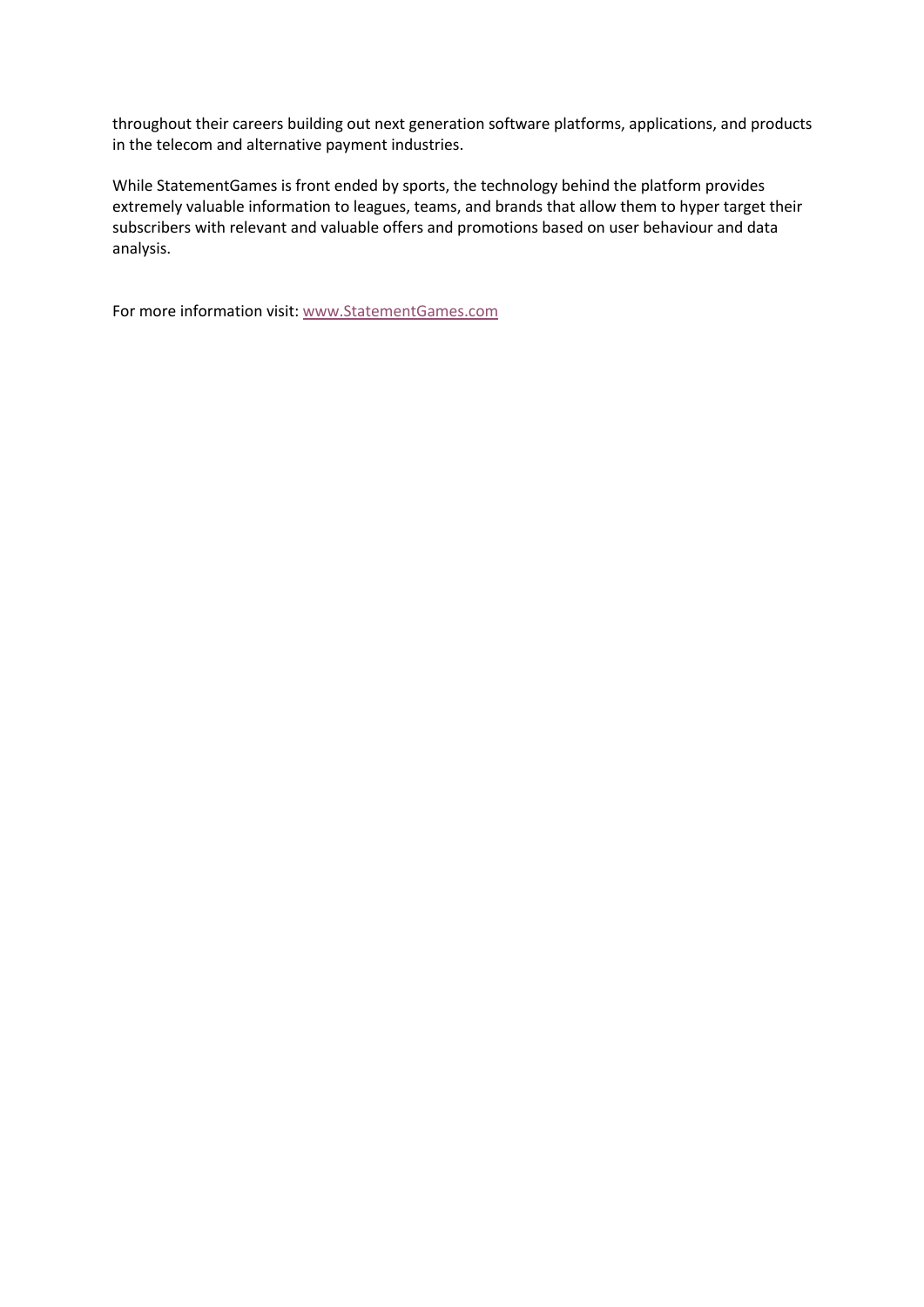throughout their careers building out next generation software platforms, applications, and products in the telecom and alternative payment industries.

While StatementGames is front ended by sports, the technology behind the platform provides extremely valuable information to leagues, teams, and brands that allow them to hyper target their subscribers with relevant and valuable offers and promotions based on user behaviour and data analysis.

For more information visit: [www.StatementGames.com](http://www.StatementGames.com)